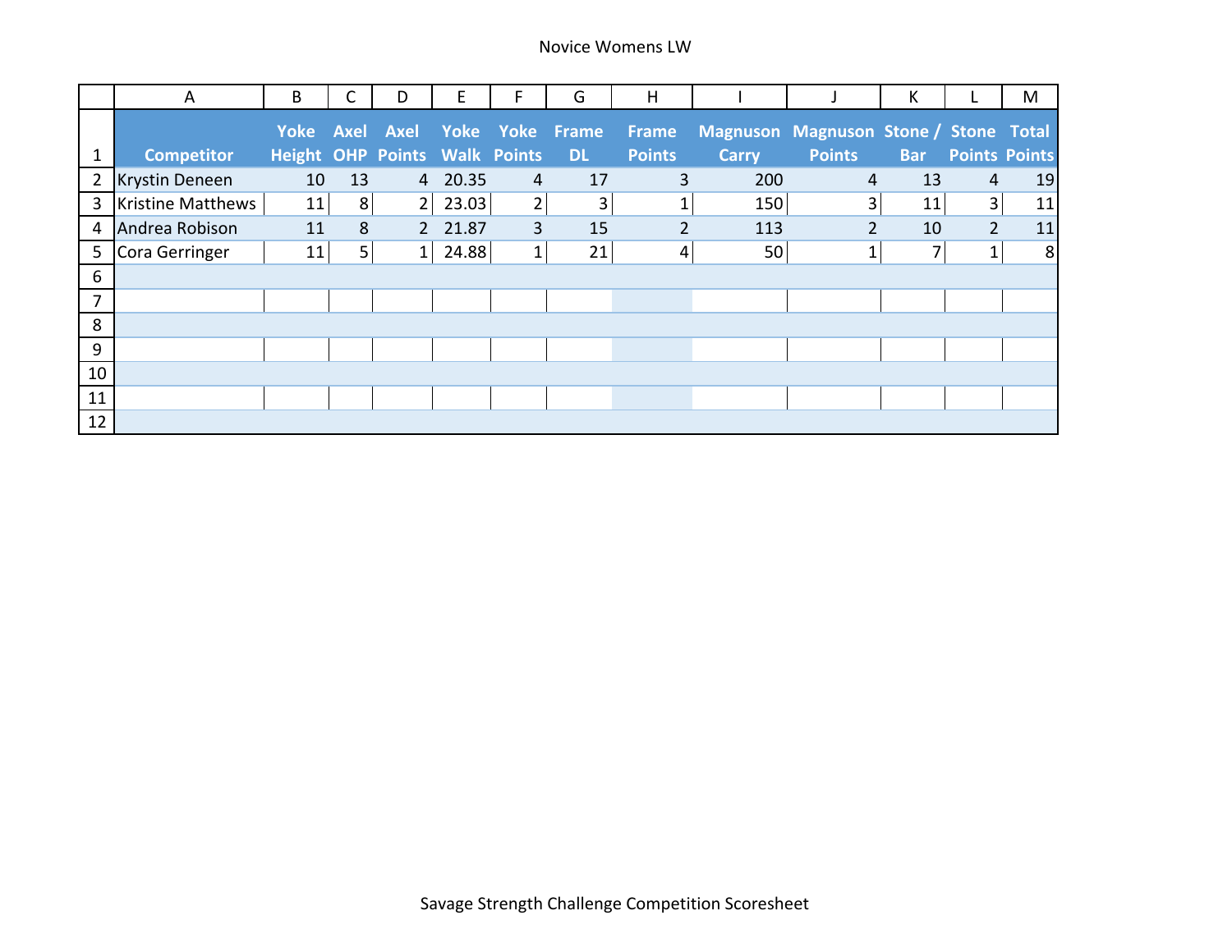Novice Womens LW

| | A | B | C | D | E | F | G | H | I | J | K | L | M |
|---|---|---|---|---|---|---|---|---|---|---|---|---|---|
| 1 | Competitor | Yoke Height | Axel OHP | Axel Points | Yoke Walk | Yoke Points | Frame DL | Frame Points | Magnuson Carry | Magnuson Points | Stone / Bar | Stone Points | Total Points |
| 2 | Krystin Deneen | 10 | 13 | 4 | 20.35 | 4 | 17 | 3 | 200 | 4 | 13 | 4 | 19 |
| 3 | Kristine Matthews | 11 | 8 | 2 | 23.03 | 2 | 3 | 1 | 150 | 3 | 11 | 3 | 11 |
| 4 | Andrea Robison | 11 | 8 | 2 | 21.87 | 3 | 15 | 2 | 113 | 2 | 10 | 2 | 11 |
| 5 | Cora Gerringer | 11 | 5 | 1 | 24.88 | 1 | 21 | 4 | 50 | 1 | 7 | 1 | 8 |
| 6 | | | | | | | | | | | | | |
| 7 | | | | | | | | | | | | | |
| 8 | | | | | | | | | | | | | |
| 9 | | | | | | | | | | | | | |
| 10 | | | | | | | | | | | | | |
| 11 | | | | | | | | | | | | | |
| 12 | | | | | | | | | | | | | |

Savage Strength Challenge Competition Scoresheet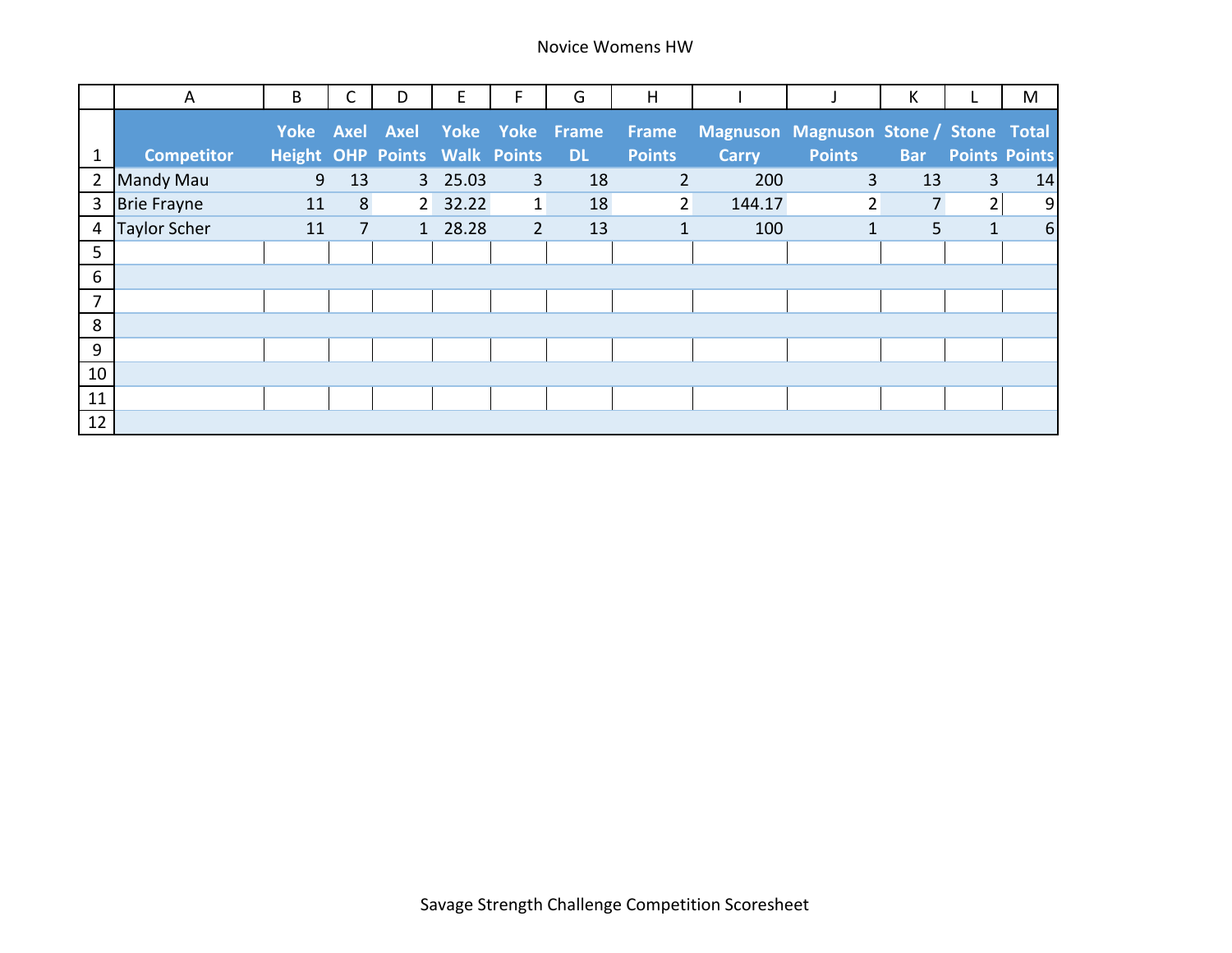Novice Womens HW

| | A | B | C | D | E | F | G | H | I | J | K | L | M |
|---|---|---|---|---|---|---|---|---|---|---|---|---|---|
| 1 | Competitor | Yoke Height | Axel OHP | Axel Points | Yoke Walk | Yoke Points | Frame DL | Frame Points | Magnuson Carry | Magnuson Points | Stone / Bar | Stone Points | Total Points |
| 2 | Mandy Mau | 9 | 13 | 3 | 25.03 | 3 | 18 | 2 | 200 | 3 | 13 | 3 | 14 |
| 3 | Brie Frayne | 11 | 8 | 2 | 32.22 | 1 | 18 | 2 | 144.17 | 2 | 7 | 2 | 9 |
| 4 | Taylor Scher | 11 | 7 | 1 | 28.28 | 2 | 13 | 1 | 100 | 1 | 5 | 1 | 6 |
| 5 | | | | | | | | | | | | | |
| 6 | | | | | | | | | | | | | |
| 7 | | | | | | | | | | | | | |
| 8 | | | | | | | | | | | | | |
| 9 | | | | | | | | | | | | | |
| 10 | | | | | | | | | | | | | |
| 11 | | | | | | | | | | | | | |
| 12 | | | | | | | | | | | | | |

Savage Strength Challenge Competition Scoresheet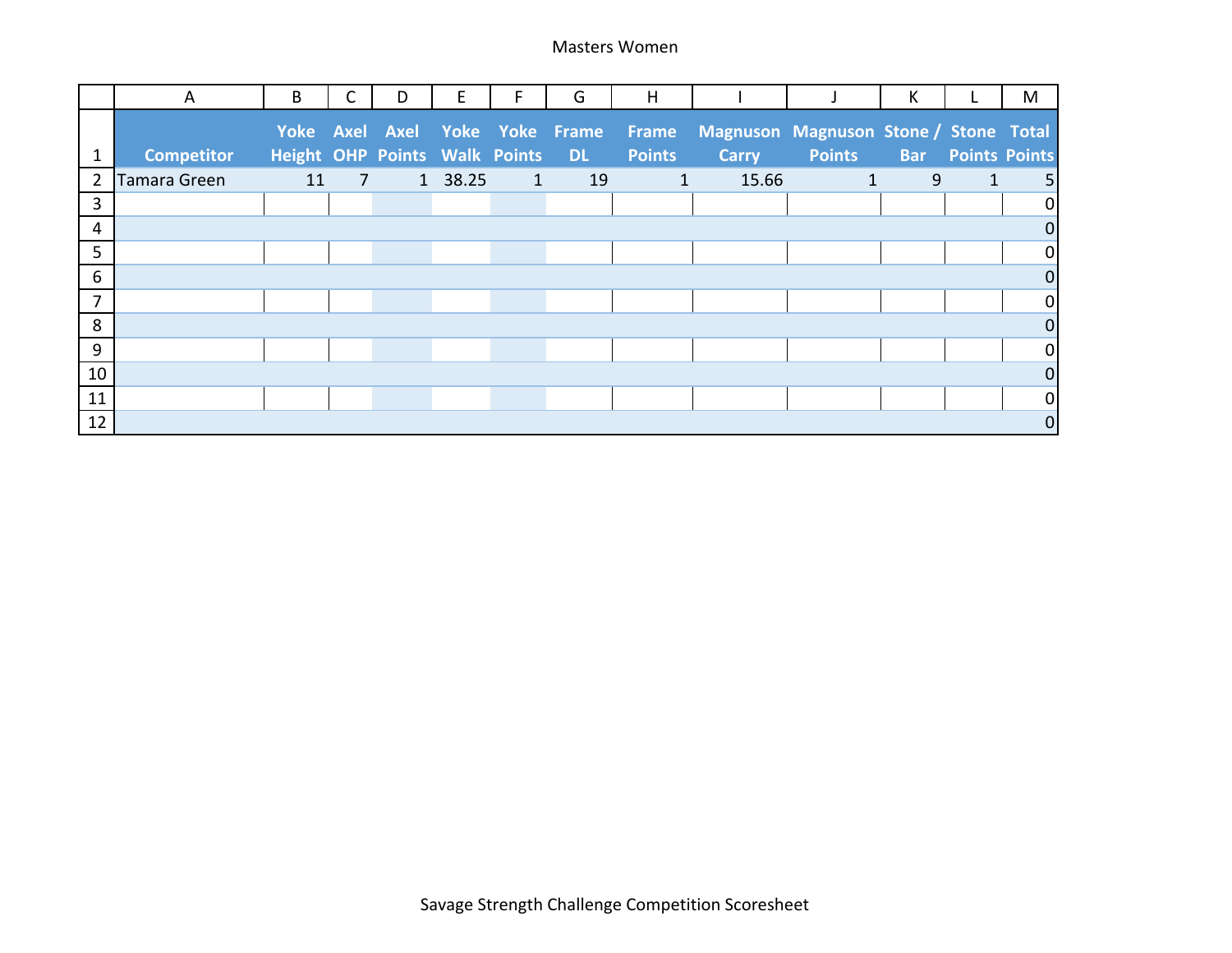Masters Women

| | A | B | C | D | E | F | G | H | I | J | K | L | M |
|---|---|---|---|---|---|---|---|---|---|---|---|---|---|
| 1 | Competitor | Yoke Height | Axel OHP | Axel Points | Yoke Walk | Yoke Points | Frame DL | Frame Points | Magnuson Carry | Magnuson Points | Stone / Bar | Stone Points | Total Points |
| 2 | Tamara Green | 11 | 7 | 1 | 38.25 | 1 | 19 | 1 | 15.66 | 1 | 9 | 1 | 5 |
| 3 | | | | | | | | | | | | | 0 |
| 4 | | | | | | | | | | | | | 0 |
| 5 | | | | | | | | | | | | | 0 |
| 6 | | | | | | | | | | | | | 0 |
| 7 | | | | | | | | | | | | | 0 |
| 8 | | | | | | | | | | | | | 0 |
| 9 | | | | | | | | | | | | | 0 |
| 10 | | | | | | | | | | | | | 0 |
| 11 | | | | | | | | | | | | | 0 |
| 12 | | | | | | | | | | | | | 0 |

Savage Strength Challenge Competition Scoresheet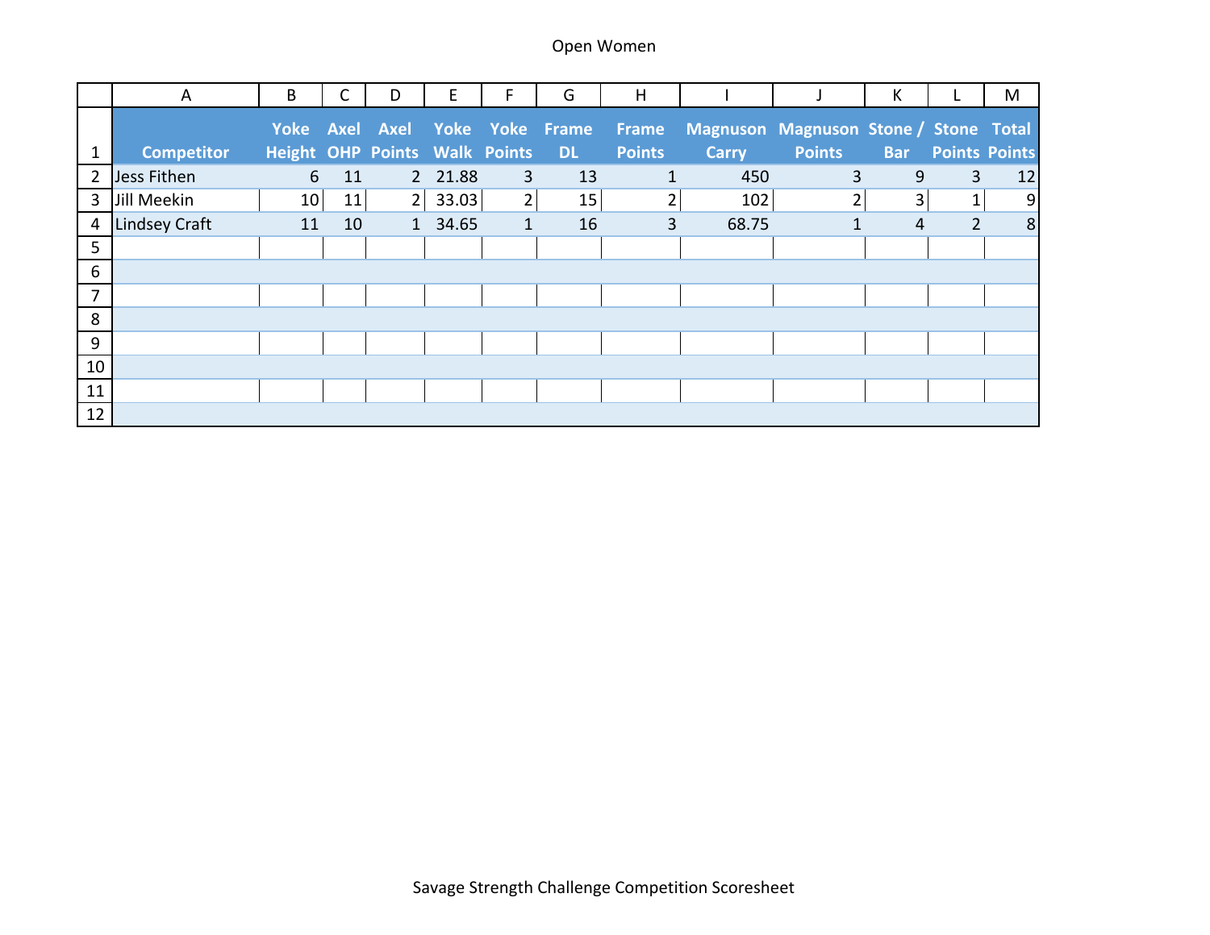Open Women

| | A | B | C | D | E | F | G | H | I | J | K | L | M |
|---|---|---|---|---|---|---|---|---|---|---|---|---|---|
| 1 | Competitor | Yoke Height | Axel OHP | Axel Points | Yoke Walk | Yoke Points | Frame DL | Frame Points | Magnuson Carry | Magnuson Points | Stone / Bar | Stone Points | Total Points |
| 2 | Jess Fithen | 6 | 11 | 2 | 21.88 | 3 | 13 | 1 | 450 | 3 | 9 | 3 | 12 |
| 3 | Jill Meekin | 10 | 11 | 2 | 33.03 | 2 | 15 | 2 | 102 | 2 | 3 | 1 | 9 |
| 4 | Lindsey Craft | 11 | 10 | 1 | 34.65 | 1 | 16 | 3 | 68.75 | 1 | 4 | 2 | 8 |
| 5 | | | | | | | | | | | | | |
| 6 | | | | | | | | | | | | | |
| 7 | | | | | | | | | | | | | |
| 8 | | | | | | | | | | | | | |
| 9 | | | | | | | | | | | | | |
| 10 | | | | | | | | | | | | | |
| 11 | | | | | | | | | | | | | |
| 12 | | | | | | | | | | | | | |

Savage Strength Challenge Competition Scoresheet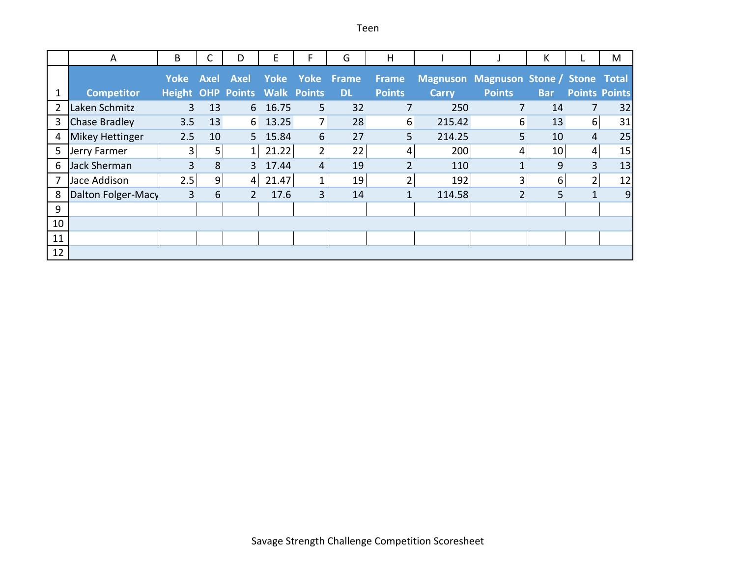# Teen

| | A | B | C | D | E | F | G | H | I | J | K | L | M |
|---|---|---|---|---|---|---|---|---|---|---|---|---|---|
| 1 | Competitor | Yoke Height | Axel OHP | Axel Points | Yoke Walk | Yoke Points | Frame DL | Frame Points | Magnuson Carry | Magnuson Points | Stone / Bar | Stone Points | Total Points |
| 2 | Laken Schmitz | 3 | 13 | 6 | 16.75 | 5 | 32 | 7 | 250 | 7 | 14 | 7 | 32 |
| 3 | Chase Bradley | 3.5 | 13 | 6 | 13.25 | 7 | 28 | 6 | 215.42 | 6 | 13 | 6 | 31 |
| 4 | Mikey Hettinger | 2.5 | 10 | 5 | 15.84 | 6 | 27 | 5 | 214.25 | 5 | 10 | 4 | 25 |
| 5 | Jerry Farmer | 3 | 5 | 1 | 21.22 | 2 | 22 | 4 | 200 | 4 | 10 | 4 | 15 |
| 6 | Jack Sherman | 3 | 8 | 3 | 17.44 | 4 | 19 | 2 | 110 | 1 | 9 | 3 | 13 |
| 7 | Jace Addison | 2.5 | 9 | 4 | 21.47 | 1 | 19 | 2 | 192 | 3 | 6 | 2 | 12 |
| 8 | Dalton Folger-Macy | 3 | 6 | 2 | 17.6 | 3 | 14 | 1 | 114.58 | 2 | 5 | 1 | 9 |
| 9 | | | | | | | | | | | | | |
| 10 | | | | | | | | | | | | | |
| 11 | | | | | | | | | | | | | |
| 12 | | | | | | | | | | | | | |

Savage Strength Challenge Competition Scoresheet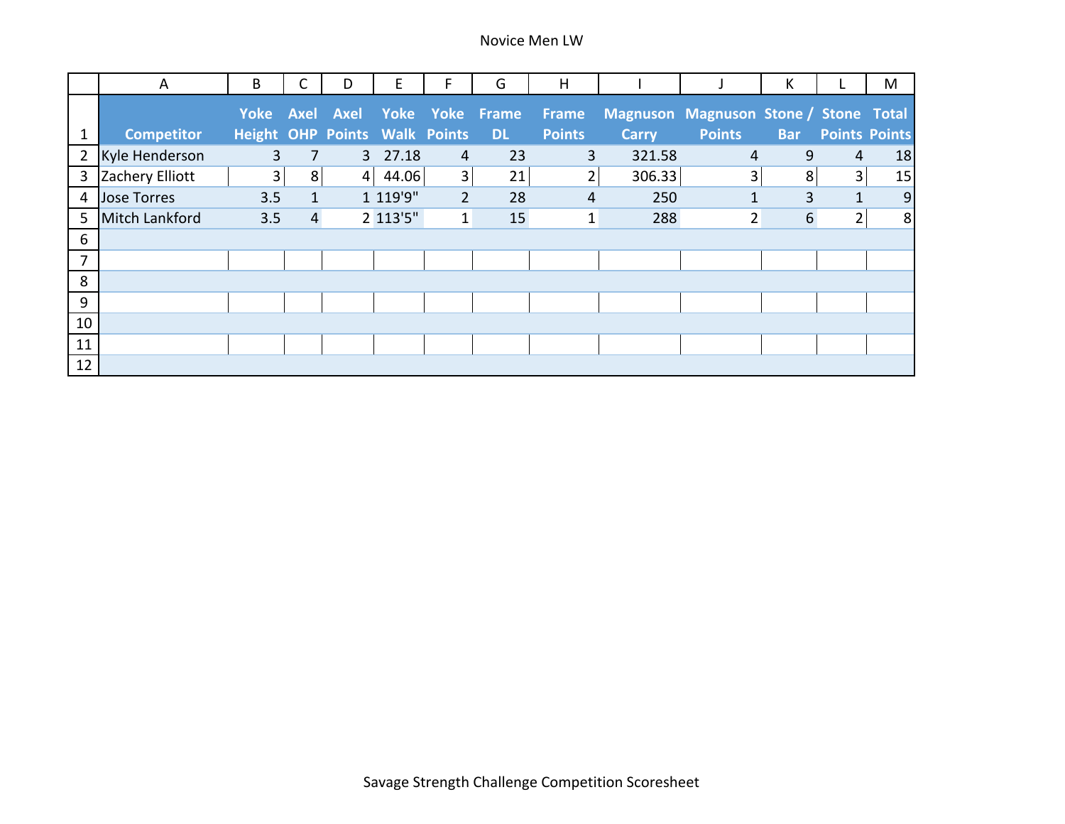Novice Men LW

| Competitor | Yoke Height | Axel OHP | Axel Points | Yoke Walk | Yoke Points | Frame DL | Frame Points | Magnuson Carry | Magnuson Points | Stone / Bar | Stone Points | Total Points |
|---|---|---|---|---|---|---|---|---|---|---|---|---|
| Kyle Henderson | 3 | 7 | 3 | 27.18 | 4 | 23 | 3 | 321.58 | 4 | 9 | 4 | 18 |
| Zachery Elliott | 3 | 8 | 4 | 44.06 | 3 | 21 | 2 | 306.33 | 3 | 8 | 3 | 15 |
| Jose Torres | 3.5 | 1 | 1 | 119'9" | 2 | 28 | 4 | 250 | 1 | 3 | 1 | 9 |
| Mitch Lankford | 3.5 | 4 | 2 | 113'5" | 1 | 15 | 1 | 288 | 2 | 6 | 2 | 8 |
| | | | | | | | | | | | | |
| | | | | | | | | | | | | |
| | | | | | | | | | | | | |
| | | | | | | | | | | | | |
| | | | | | | | | | | | | |
| | | | | | | | | | | | | |
| | | | | | | | | | | | | |

Savage Strength Challenge Competition Scoresheet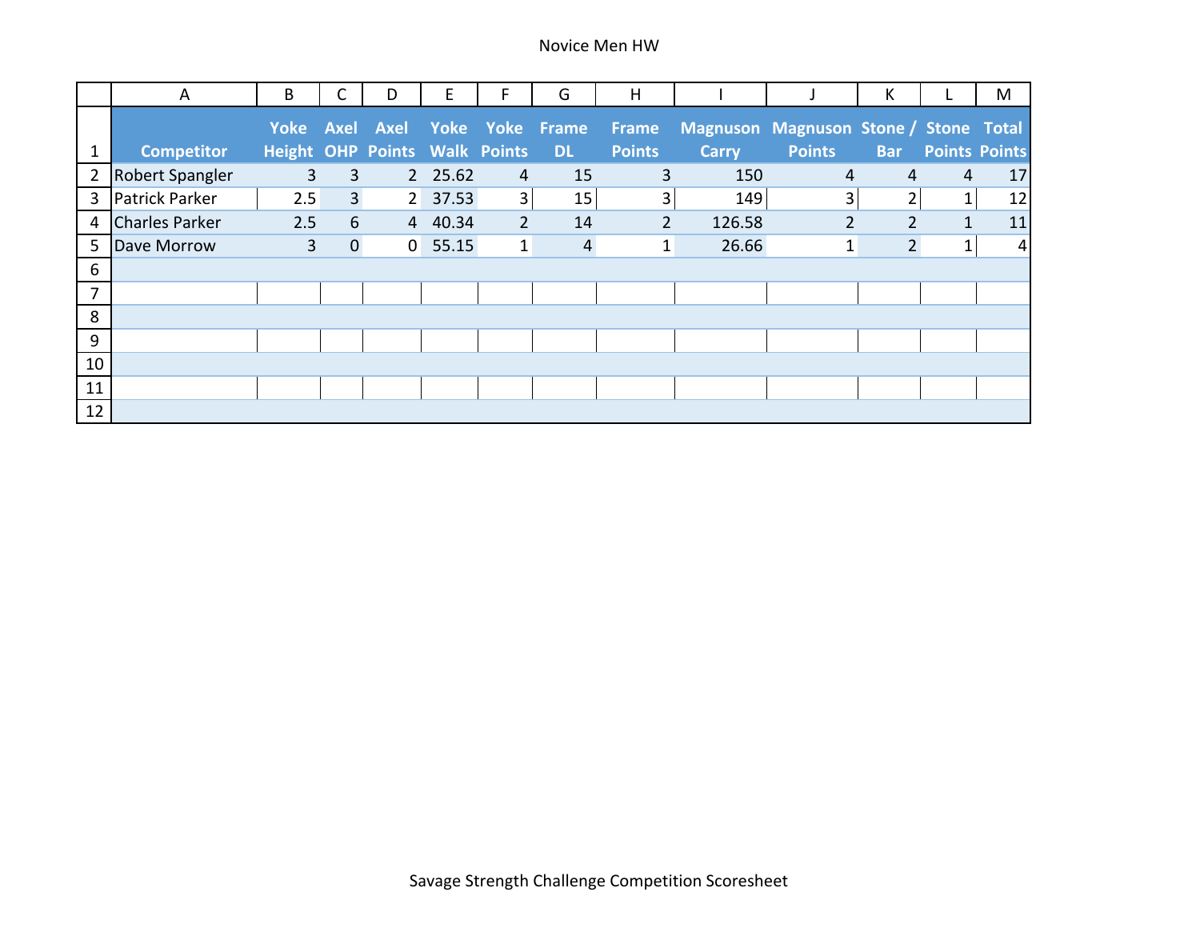# Novice Men HW

| Competitor | Yoke Height | Axel OHP | Axel Points | Yoke Walk | Yoke Points | Frame DL | Frame Points | Magnuson Carry | Magnuson Points | Stone / Bar | Stone Points | Total Points |
|---|---|---|---|---|---|---|---|---|---|---|---|---|
| Robert Spangler | 3 | 3 | 2 | 25.62 | 4 | 15 | 3 | 150 | 4 | 4 | 4 | 17 |
| Patrick Parker | 2.5 | 3 | 2 | 37.53 | 3 | 15 | 3 | 149 | 3 | 2 | 1 | 12 |
| Charles Parker | 2.5 | 6 | 4 | 40.34 | 2 | 14 | 2 | 126.58 | 2 | 2 | 1 | 11 |
| Dave Morrow | 3 | 0 | 0 | 55.15 | 1 | 4 | 1 | 26.66 | 1 | 2 | 1 | 4 |
| | | | | | | | | | | | | |
| | | | | | | | | | | | | |
| | | | | | | | | | | | | |
| | | | | | | | | | | | | |
| | | | | | | | | | | | | |
| | | | | | | | | | | | | |
| | | | | | | | | | | | | |

Savage Strength Challenge Competition Scoresheet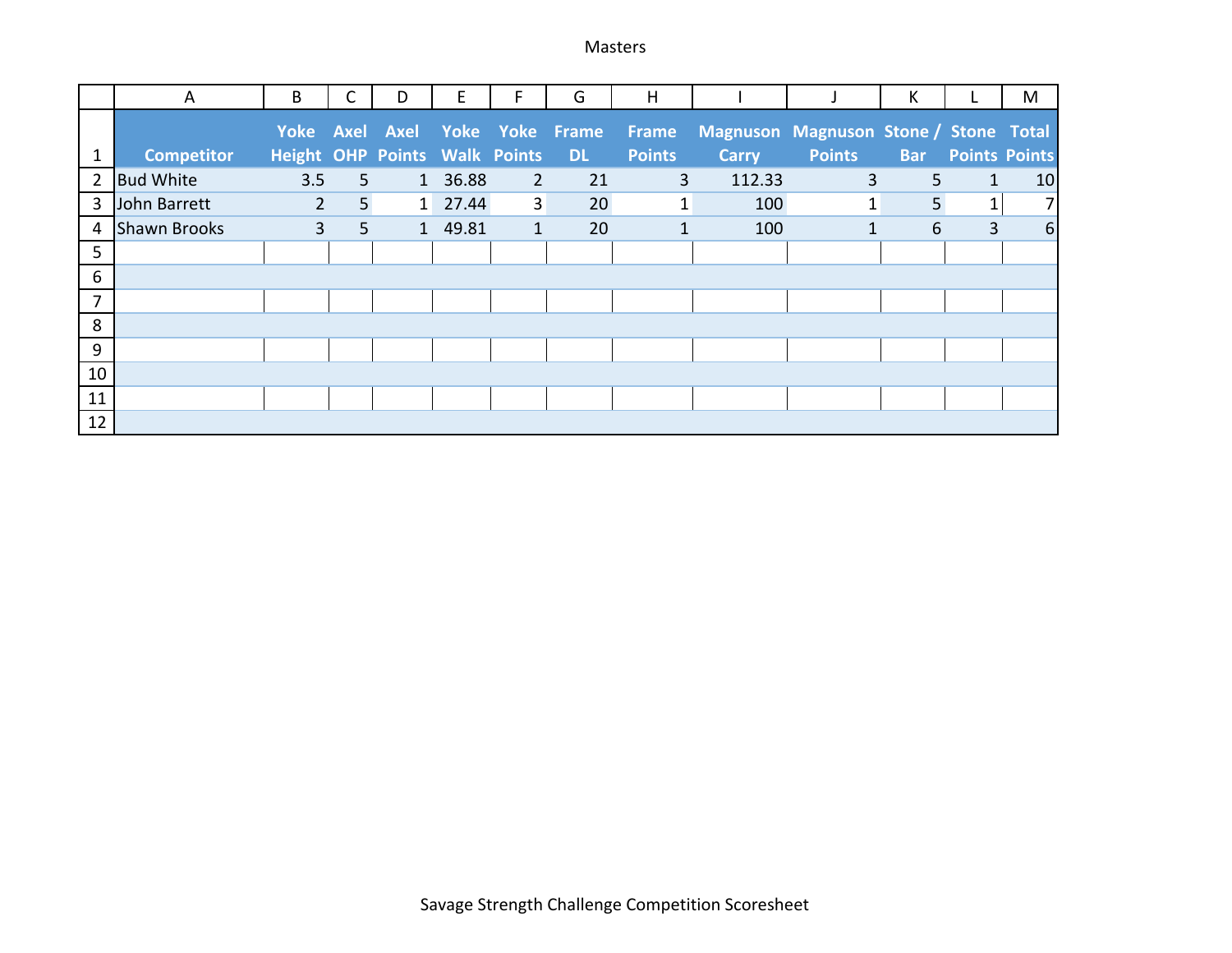# Masters

| | A | B | C | D | E | F | G | H | I | J | K | L | M |
|---|---|---|---|---|---|---|---|---|---|---|---|---|---|
| 1 | Competitor | Yoke Height | Axel OHP | Axel Points | Yoke Walk | Yoke Points | Frame DL | Frame Points | Magnuson Carry | Magnuson Points | Stone / Bar | Stone Points | Total Points |
| 2 | Bud White | 3.5 | 5 | 1 | 36.88 | 2 | 21 | 3 | 112.33 | 3 | 5 | 1 | 10 |
| 3 | John Barrett | 2 | 5 | 1 | 27.44 | 3 | 20 | 1 | 100 | 1 | 5 | 1 | 7 |
| 4 | Shawn Brooks | 3 | 5 | 1 | 49.81 | 1 | 20 | 1 | 100 | 1 | 6 | 3 | 6 |
| 5 | | | | | | | | | | | | | |
| 6 | | | | | | | | | | | | | |
| 7 | | | | | | | | | | | | | |
| 8 | | | | | | | | | | | | | |
| 9 | | | | | | | | | | | | | |
| 10 | | | | | | | | | | | | | |
| 11 | | | | | | | | | | | | | |
| 12 | | | | | | | | | | | | | |

Savage Strength Challenge Competition Scoresheet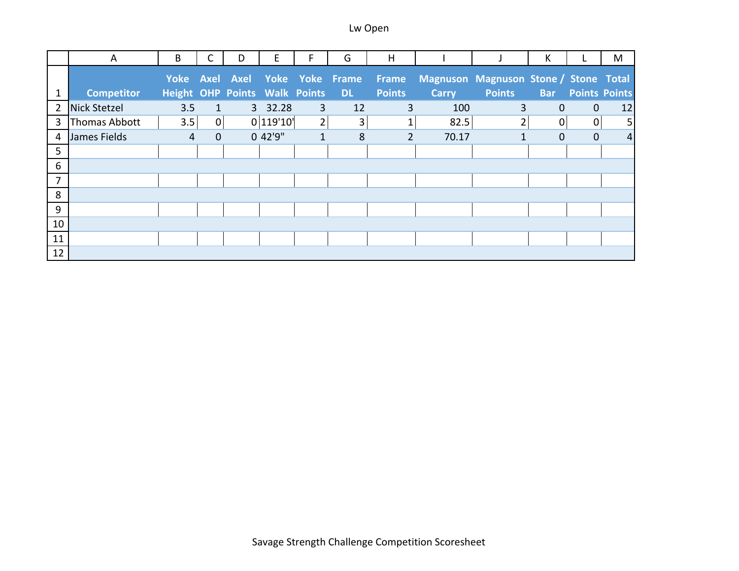# Lw Open

| Competitor | Yoke Height | Axel OHP | Axel Points | Yoke Walk | Yoke Points | Frame DL | Frame Points | Magnuson Carry | Magnuson Points | Stone / Bar | Stone Points | Total Points |
|---|---|---|---|---|---|---|---|---|---|---|---|---|
| Nick Stetzel | 3.5 | 1 | 3 | 32.28 | 3 | 12 | 3 | 100 | 3 | 0 | 0 | 12 |
| Thomas Abbott | 3.5 | 0 | 0 | 119'10' | 2 | 3 | 1 | 82.5 | 2 | 0 | 0 | 5 |
| James Fields | 4 | 0 | 0 | 42'9" | 1 | 8 | 2 | 70.17 | 1 | 0 | 0 | 4 |
| | | | | | | | | | | | | |
| | | | | | | | | | | | | |
| | | | | | | | | | | | | |
| | | | | | | | | | | | | |
| | | | | | | | | | | | | |
| | | | | | | | | | | | | |
| | | | | | | | | | | | | |
| | | | | | | | | | | | | |

Savage Strength Challenge Competition Scoresheet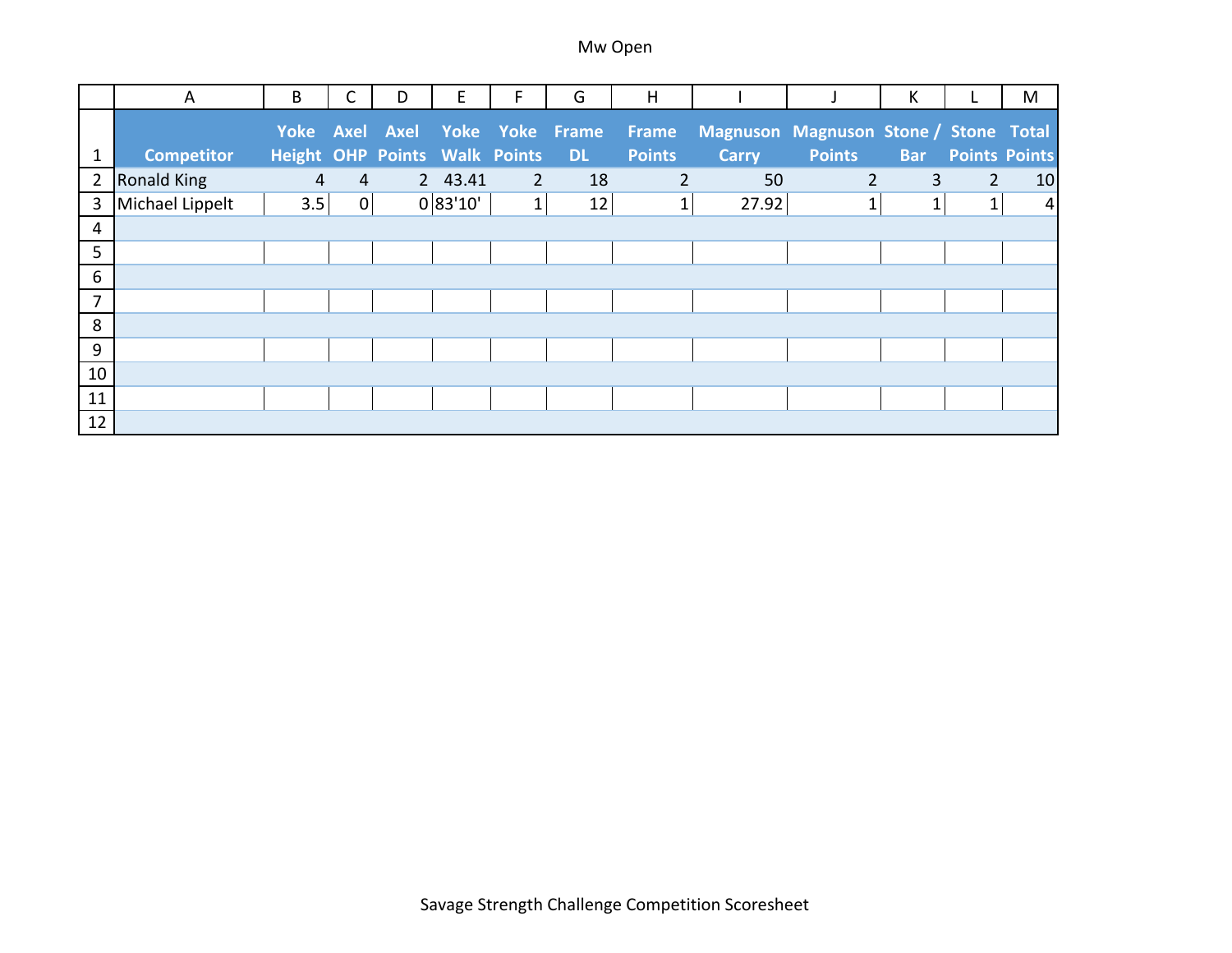# Mw Open

| Competitor | Yoke Height | Axel OHP | Axel Points | Yoke Walk | Yoke Points | Frame DL | Frame Points | Magnuson Carry | Magnuson Points | Stone / Bar | Stone Points | Total Points |
|---|---|---|---|---|---|---|---|---|---|---|---|---|
| Ronald King | 4 | 4 | 2 | 43.41 | 2 | 18 | 2 | 50 | 2 | 3 | 2 | 10 |
| Michael Lippelt | 3.5 | 0 | 0 | 83'10' | 1 | 12 | 1 | 27.92 | 1 | 1 | 1 | 4 |
| | | | | | | | | | | | | |
| | | | | | | | | | | | | |
| | | | | | | | | | | | | |
| | | | | | | | | | | | | |
| | | | | | | | | | | | | |
| | | | | | | | | | | | | |
| | | | | | | | | | | | | |
| | | | | | | | | | | | | |
| | | | | | | | | | | | | |

Savage Strength Challenge Competition Scoresheet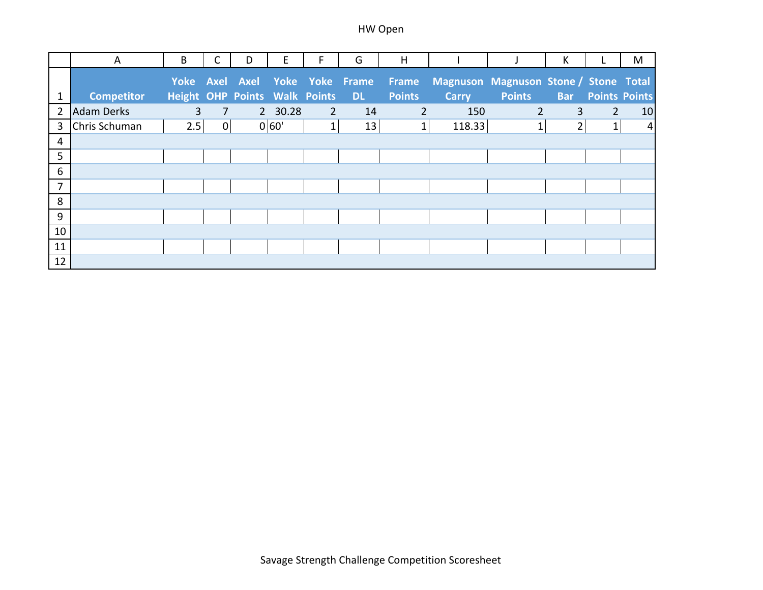HW Open

| Competitor | Yoke Height | Axel OHP | Axel Points | Yoke Walk | Yoke Points | Frame DL | Frame Points | Magnuson Carry | Magnuson Points | Stone / Bar | Stone Points | Total Points |
|---|---|---|---|---|---|---|---|---|---|---|---|---|
| Adam Derks | 3 | 7 | 2 | 30.28 | 2 | 14 | 2 | 150 | 2 | 3 | 2 | 10 |
| Chris Schuman | 2.5 | 0 | 0 | 60' | 1 | 13 | 1 | 118.33 | 1 | 2 | 1 | 4 |

Savage Strength Challenge Competition Scoresheet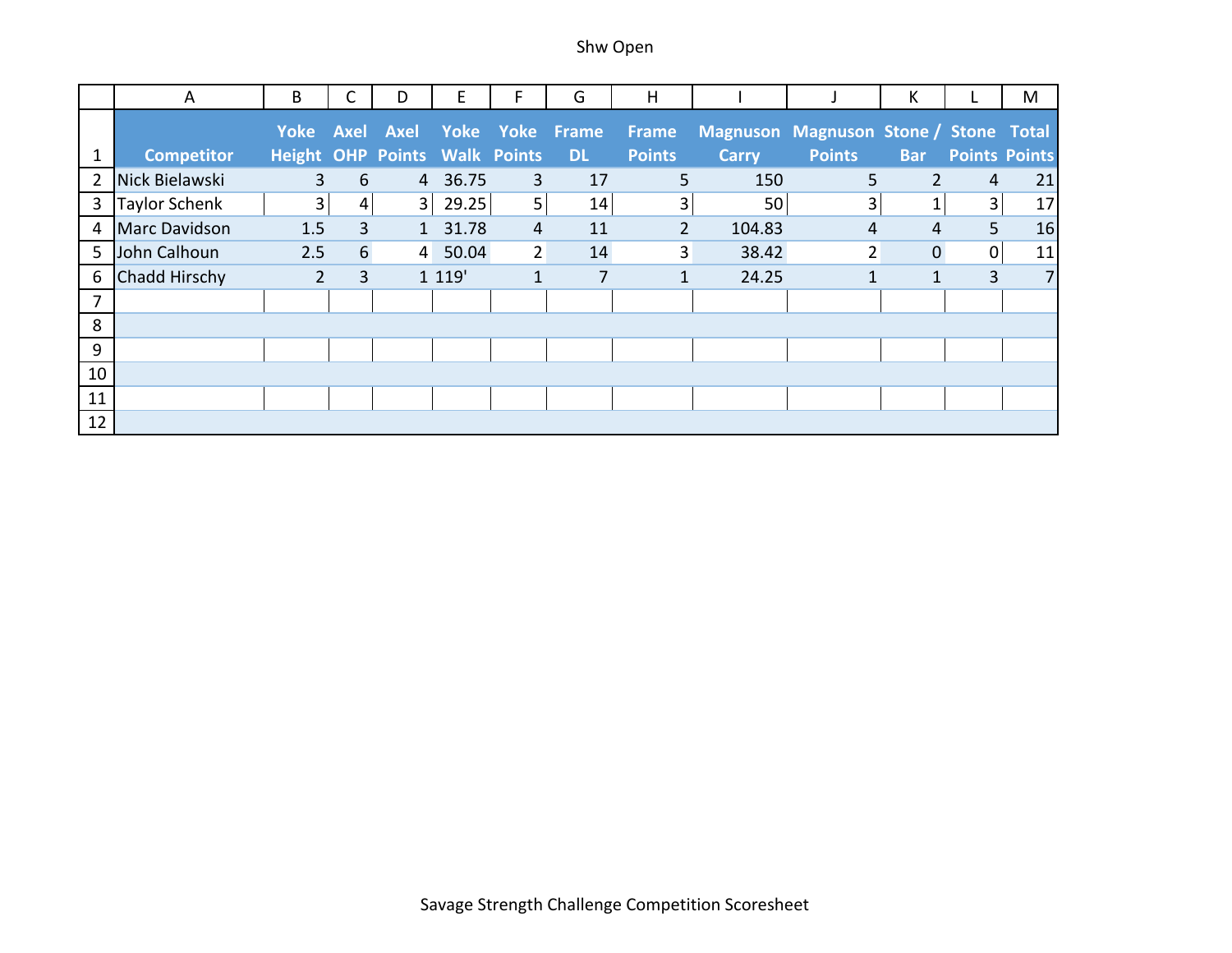Shw Open

| Competitor | Yoke Height | Axel OHP | Axel Points | Yoke Walk | Yoke Points | Frame DL | Frame Points | Magnuson Carry | Magnuson Points | Stone / Bar | Stone Points | Total Points |
|---|---|---|---|---|---|---|---|---|---|---|---|---|
| Nick Bielawski | 3 | 6 | 4 | 36.75 | 3 | 17 | 5 | 150 | 5 | 2 | 4 | 21 |
| Taylor Schenk | 3 | 4 | 3 | 29.25 | 5 | 14 | 3 | 50 | 3 | 1 | 3 | 17 |
| Marc Davidson | 1.5 | 3 | 1 | 31.78 | 4 | 11 | 2 | 104.83 | 4 | 4 | 5 | 16 |
| John Calhoun | 2.5 | 6 | 4 | 50.04 | 2 | 14 | 3 | 38.42 | 2 | 0 | 0 | 11 |
| Chadd Hirschy | 2 | 3 | 1 | 119' | 1 | 7 | 1 | 24.25 | 1 | 1 | 3 | 7 |

Savage Strength Challenge Competition Scoresheet